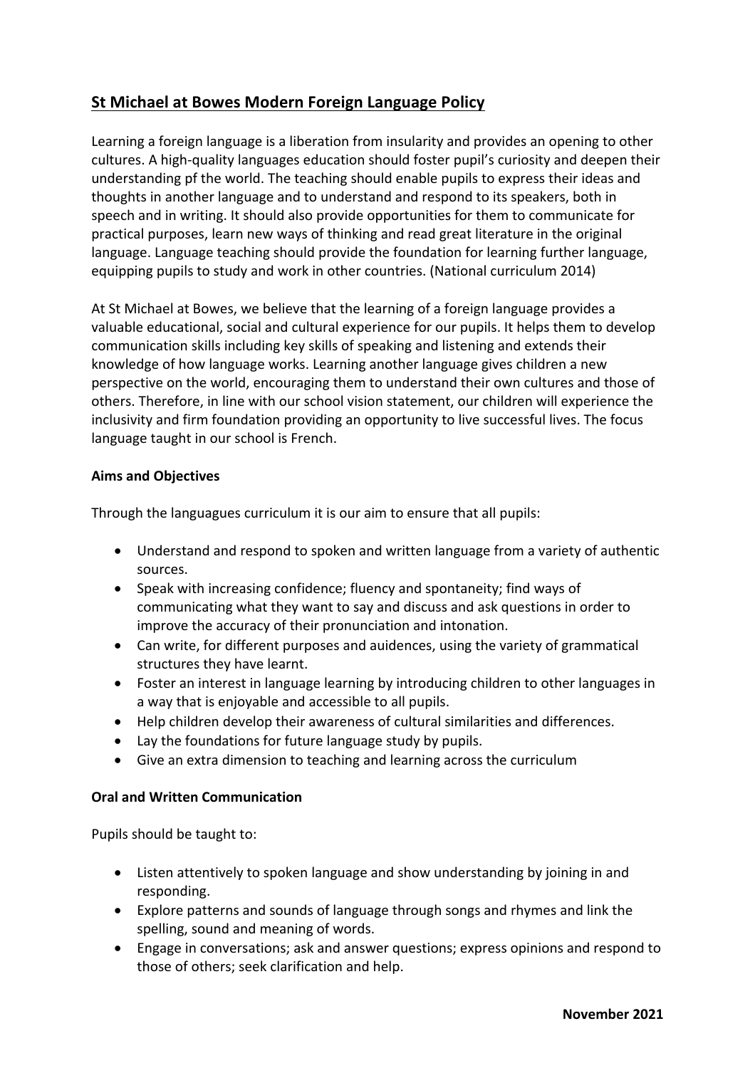## St Michael at Bowes Modern Foreign Language Policy

Learning a foreign language is a liberation from insularity and provides an opening to other cultures. A high-quality languages education should foster pupil's curiosity and deepen their understanding pf the world. The teaching should enable pupils to express their ideas and thoughts in another language and to understand and respond to its speakers, both in speech and in writing. It should also provide opportunities for them to communicate for practical purposes, learn new ways of thinking and read great literature in the original language. Language teaching should provide the foundation for learning further language, equipping pupils to study and work in other countries. (National curriculum 2014)

At St Michael at Bowes, we believe that the learning of a foreign language provides a valuable educational, social and cultural experience for our pupils. It helps them to develop communication skills including key skills of speaking and listening and extends their knowledge of how language works. Learning another language gives children a new perspective on the world, encouraging them to understand their own cultures and those of others. Therefore, in line with our school vision statement, our children will experience the inclusivity and firm foundation providing an opportunity to live successful lives. The focus language taught in our school is French.

**Aims and Objectives**

Through the languagues curriculum it is our aim to ensure that all pupils:

- Understand and respond to spoken and written language from a variety of authentic sources.
- Speak with increasing confidence; fluency and spontaneity; find ways of communicating what they want to say and discuss and ask questions in order to improve the accuracy of their pronunciation and intonation.
- Can write, for different purposes and auidences, using the variety of grammatical structures they have learnt.
- Foster an interest in language learning by introducing children to other languages in a way that is enjoyable and accessible to all pupils.
- Help children develop their awareness of cultural similarities and differences.
- Lay the foundations for future language study by pupils.
- Give an extra dimension to teaching and learning across the curriculum

**Oral and Written Communication**

Pupils should be taught to:

- Listen attentively to spoken language and show understanding by joining in and responding.
- Explore patterns and sounds of language through songs and rhymes and link the spelling, sound and meaning of words.
- Engage in conversations; ask and answer questions; express opinions and respond to those of others; seek clarification and help.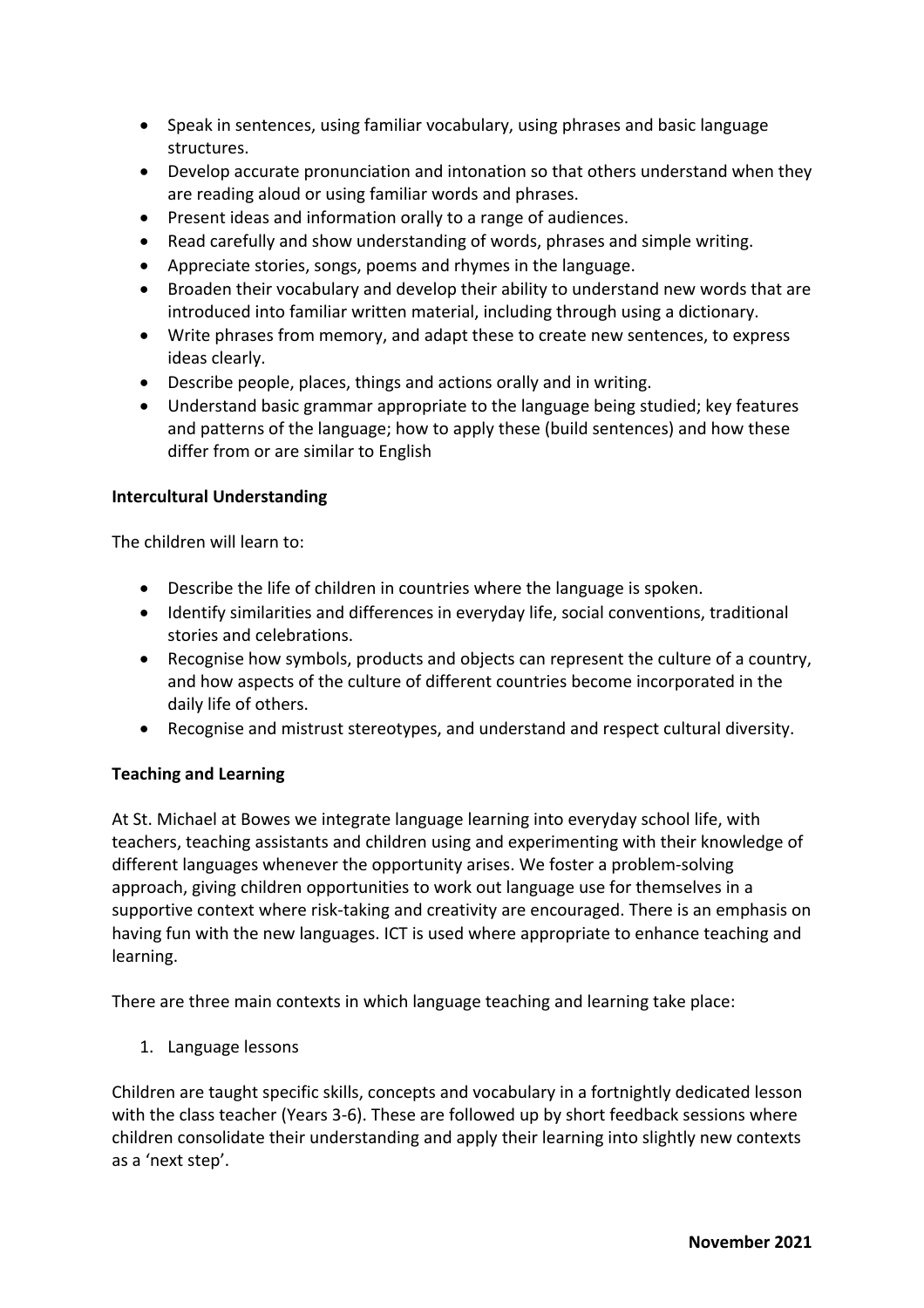- Speak in sentences, using familiar vocabulary, using phrases and basic language structures.
- Develop accurate pronunciation and intonation so that others understand when they are reading aloud or using familiar words and phrases.
- Present ideas and information orally to a range of audiences.
- Read carefully and show understanding of words, phrases and simple writing.
- Appreciate stories, songs, poems and rhymes in the language.
- Broaden their vocabulary and develop their ability to understand new words that are introduced into familiar written material, including through using a dictionary.
- Write phrases from memory, and adapt these to create new sentences, to express ideas clearly.
- Describe people, places, things and actions orally and in writing.
- Understand basic grammar appropriate to the language being studied; key features and patterns of the language; how to apply these (build sentences) and how these differ from or are similar to English

**Intercultural Understanding**

The children will learn to:

- Describe the life of children in countries where the language is spoken.
- Identify similarities and differences in everyday life, social conventions, traditional stories and celebrations.
- Recognise how symbols, products and objects can represent the culture of a country, and how aspects of the culture of different countries become incorporated in the daily life of others.
- Recognise and mistrust stereotypes, and understand and respect cultural diversity.

**Teaching and Learning**

At St. Michael at Bowes we integrate language learning into everyday school life, with teachers, teaching assistants and children using and experimenting with their knowledge of different languages whenever the opportunity arises. We foster a problem-solving approach, giving children opportunities to work out language use for themselves in a supportive context where risk-taking and creativity are encouraged. There is an emphasis on having fun with the new languages. ICT is used where appropriate to enhance teaching and learning.

There are three main contexts in which language teaching and learning take place:

1. Language lessons

Children are taught specific skills, concepts and vocabulary in a fortnightly dedicated lesson with the class teacher (Years 3-6). These are followed up by short feedback sessions where children consolidate their understanding and apply their learning into slightly new contexts as a 'next step'.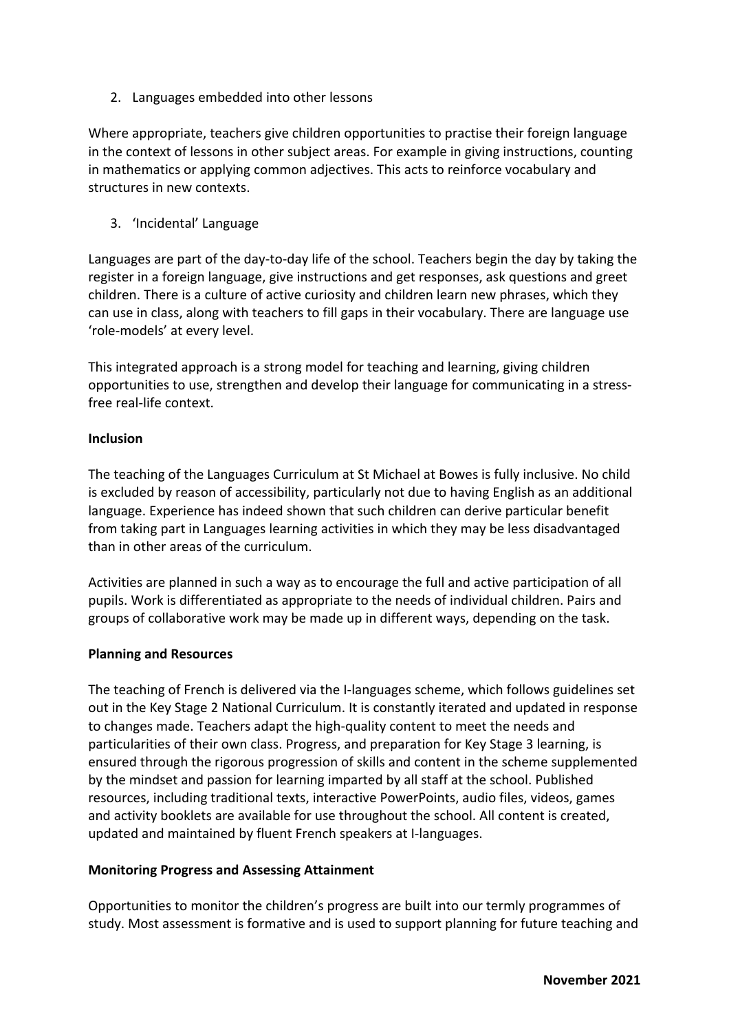2. Languages embedded into other lessons

Where appropriate, teachers give children opportunities to practise their foreign language in the context of lessons in other subject areas. For example in giving instructions, counting in mathematics or applying common adjectives. This acts to reinforce vocabulary and structures in new contexts.

3. 'Incidental' Language

Languages are part of the day-to-day life of the school. Teachers begin the day by taking the register in a foreign language, give instructions and get responses, ask questions and greet children. There is a culture of active curiosity and children learn new phrases, which they can use in class, along with teachers to fill gaps in their vocabulary. There are language use 'role-models' at every level.

This integrated approach is a strong model for teaching and learning, giving children opportunities to use, strengthen and develop their language for communicating in a stress-free real-life context.

**Inclusion**

The teaching of the Languages Curriculum at St Michael at Bowes is fully inclusive. No child is excluded by reason of accessibility, particularly not due to having English as an additional language. Experience has indeed shown that such children can derive particular benefit from taking part in Languages learning activities in which they may be less disadvantaged than in other areas of the curriculum.

Activities are planned in such a way as to encourage the full and active participation of all pupils. Work is differentiated as appropriate to the needs of individual children. Pairs and groups of collaborative work may be made up in different ways, depending on the task.

**Planning and Resources**

The teaching of French is delivered via the I-languages scheme, which follows guidelines set out in the Key Stage 2 National Curriculum. It is constantly iterated and updated in response to changes made. Teachers adapt the high-quality content to meet the needs and particularities of their own class. Progress, and preparation for Key Stage 3 learning, is ensured through the rigorous progression of skills and content in the scheme supplemented by the mindset and passion for learning imparted by all staff at the school. Published resources, including traditional texts, interactive PowerPoints, audio files, videos, games and activity booklets are available for use throughout the school. All content is created, updated and maintained by fluent French speakers at I-languages.

**Monitoring Progress and Assessing Attainment**

Opportunities to monitor the children's progress are built into our termly programmes of study. Most assessment is formative and is used to support planning for future teaching and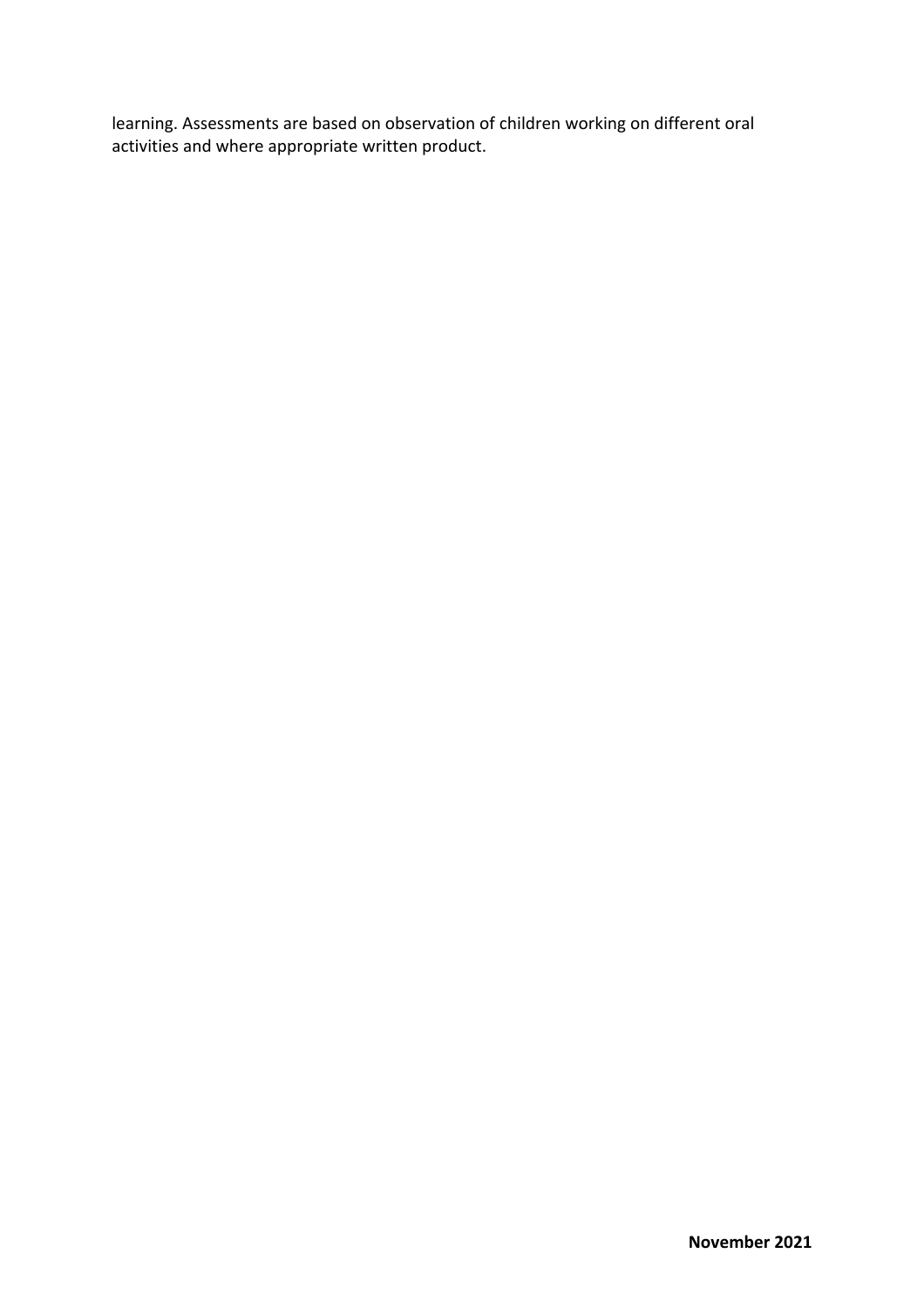learning. Assessments are based on observation of children working on different oral activities and where appropriate written product.

**November 2021**